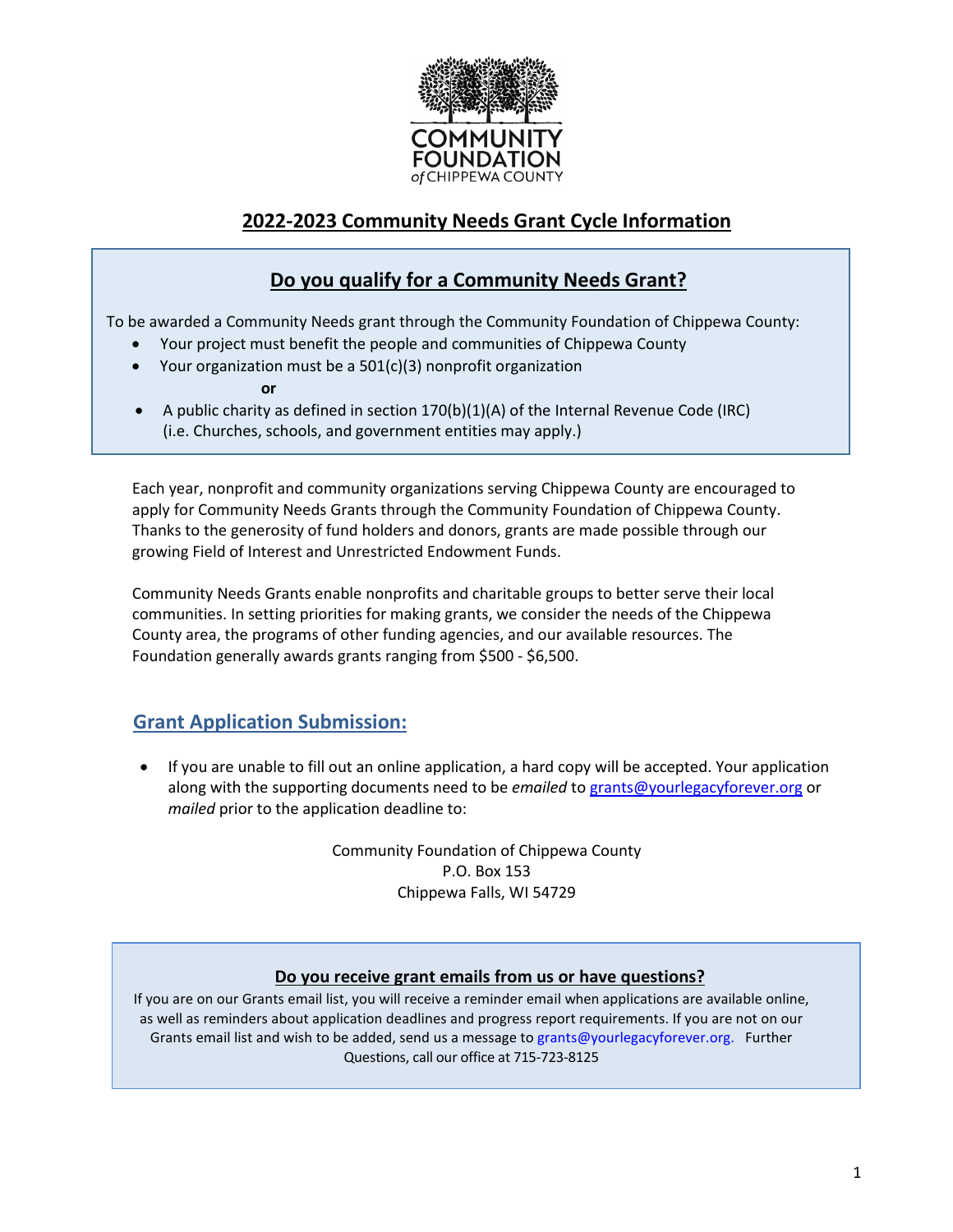COMMUNITY FOUNDATION of CHIPPEWA COUNTY

# 2022-2023 Community Needs Grant Cycle Information

## Do you qualify for a Community Needs Grant?

To be awarded a Community Needs grant through the Community Foundation of Chippewa County:

- Your project must benefit the people and communities of Chippewa County
- Your organization must be a 501(c)(3) nonprofit organization

  **or**

- A public charity as defined in section 170(b)(1)(A) of the Internal Revenue Code (IRC) (i.e. Churches, schools, and government entities may apply.)

Each year, nonprofit and community organizations serving Chippewa County are encouraged to apply for Community Needs Grants through the Community Foundation of Chippewa County. Thanks to the generosity of fund holders and donors, grants are made possible through our growing Field of Interest and Unrestricted Endowment Funds.

Community Needs Grants enable nonprofits and charitable groups to better serve their local communities. In setting priorities for making grants, we consider the needs of the Chippewa County area, the programs of other funding agencies, and our available resources. The Foundation generally awards grants ranging from $500 - $6,500.

## Grant Application Submission:

- If you are unable to fill out an online application, a hard copy will be accepted. Your application along with the supporting documents need to be *emailed* to grants@yourlegacyforever.org or *mailed* prior to the application deadline to:

Community Foundation of Chippewa County
P.O. Box 153
Chippewa Falls, WI 54729

### Do you receive grant emails from us or have questions?

If you are on our Grants email list, you will receive a reminder email when applications are available online, as well as reminders about application deadlines and progress report requirements. If you are not on our Grants email list and wish to be added, send us a message to grants@yourlegacyforever.org. Further Questions, call our office at 715-723-8125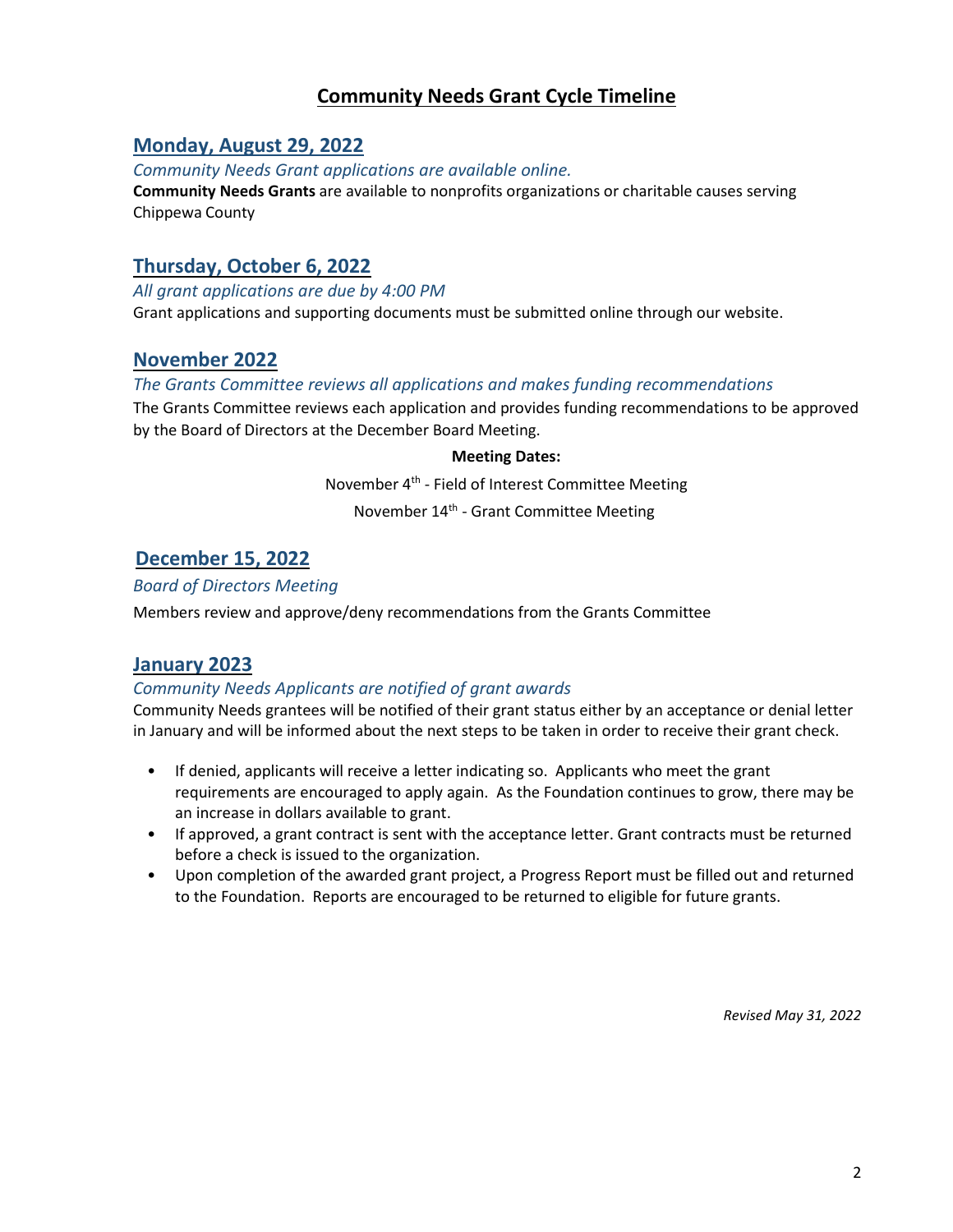# Community Needs Grant Cycle Timeline

## Monday, August 29, 2022

*Community Needs Grant applications are available online.*

**Community Needs Grants** are available to nonprofits organizations or charitable causes serving Chippewa County

## Thursday, October 6, 2022

*All grant applications are due by 4:00 PM*

Grant applications and supporting documents must be submitted online through our website.

## November 2022

*The Grants Committee reviews all applications and makes funding recommendations*

The Grants Committee reviews each application and provides funding recommendations to be approved by the Board of Directors at the December Board Meeting.

**Meeting Dates:**

November 4th - Field of Interest Committee Meeting

November 14th - Grant Committee Meeting

## December 15, 2022

*Board of Directors Meeting*

Members review and approve/deny recommendations from the Grants Committee

## January 2023

*Community Needs Applicants are notified of grant awards*

Community Needs grantees will be notified of their grant status either by an acceptance or denial letter in January and will be informed about the next steps to be taken in order to receive their grant check.

- If denied, applicants will receive a letter indicating so. Applicants who meet the grant requirements are encouraged to apply again. As the Foundation continues to grow, there may be an increase in dollars available to grant.
- If approved, a grant contract is sent with the acceptance letter. Grant contracts must be returned before a check is issued to the organization.
- Upon completion of the awarded grant project, a Progress Report must be filled out and returned to the Foundation. Reports are encouraged to be returned to eligible for future grants.

*Revised May 31, 2022*